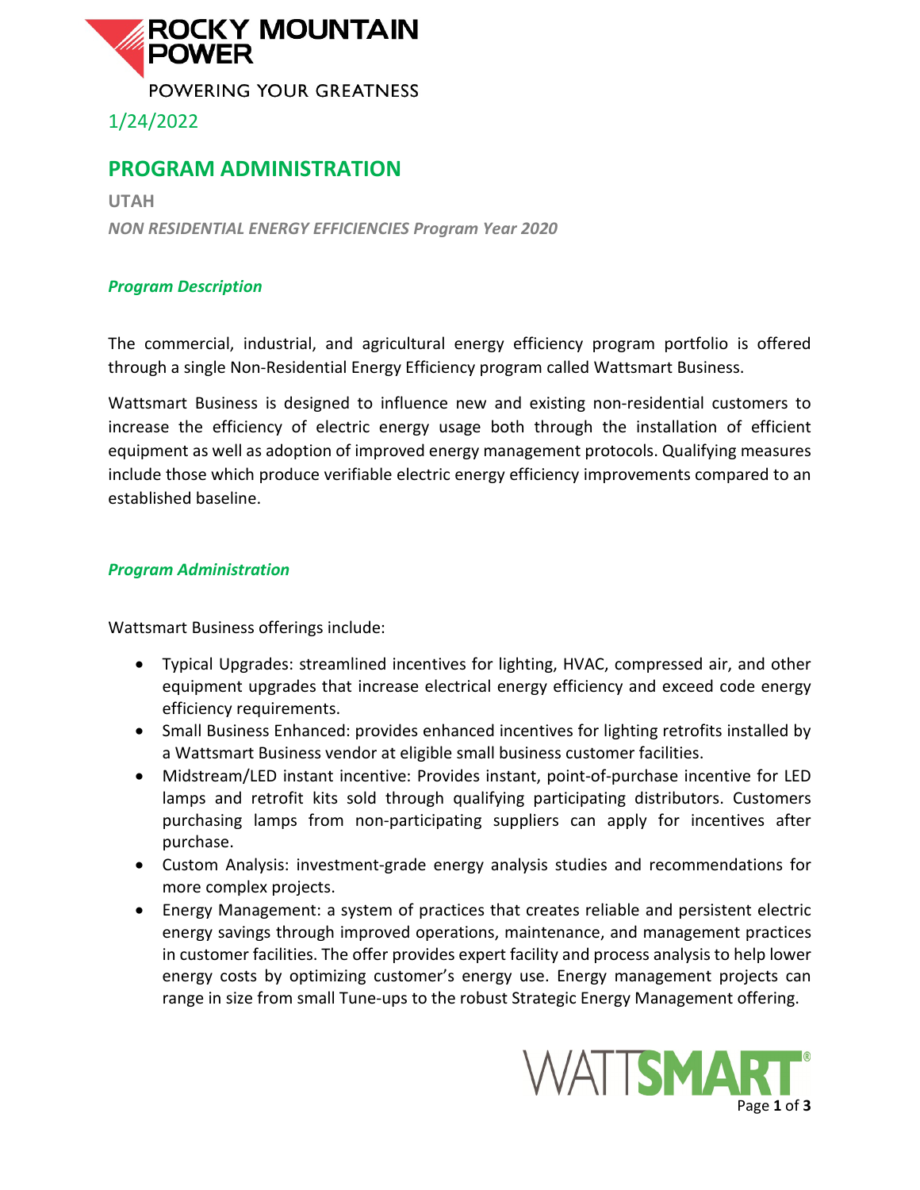ROCKY MOUNTAIN POWER

POWERING YOUR GREATNESS

1/24/2022

# PROGRAM ADMINISTRATION

**UTAH**

***NON RESIDENTIAL ENERGY EFFICIENCIES Program Year 2020***

### *Program Description*

The commercial, industrial, and agricultural energy efficiency program portfolio is offered through a single Non-Residential Energy Efficiency program called Wattsmart Business.

Wattsmart Business is designed to influence new and existing non-residential customers to increase the efficiency of electric energy usage both through the installation of efficient equipment as well as adoption of improved energy management protocols. Qualifying measures include those which produce verifiable electric energy efficiency improvements compared to an established baseline.

### *Program Administration*

Wattsmart Business offerings include:

- Typical Upgrades: streamlined incentives for lighting, HVAC, compressed air, and other equipment upgrades that increase electrical energy efficiency and exceed code energy efficiency requirements.
- Small Business Enhanced: provides enhanced incentives for lighting retrofits installed by a Wattsmart Business vendor at eligible small business customer facilities.
- Midstream/LED instant incentive: Provides instant, point-of-purchase incentive for LED lamps and retrofit kits sold through qualifying participating distributors. Customers purchasing lamps from non-participating suppliers can apply for incentives after purchase.
- Custom Analysis: investment-grade energy analysis studies and recommendations for more complex projects.
- Energy Management: a system of practices that creates reliable and persistent electric energy savings through improved operations, maintenance, and management practices in customer facilities. The offer provides expert facility and process analysis to help lower energy costs by optimizing customer's energy use. Energy management projects can range in size from small Tune-ups to the robust Strategic Energy Management offering.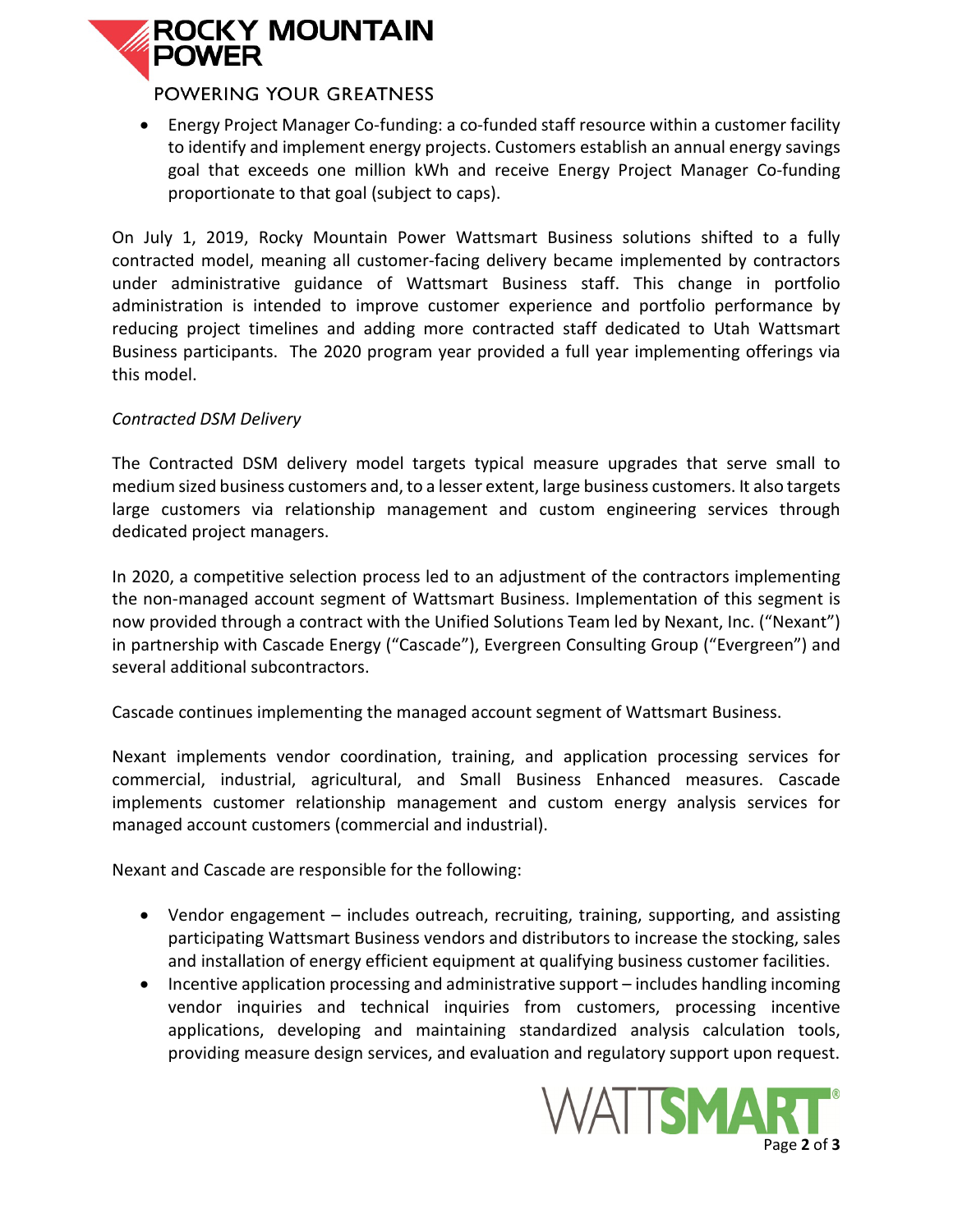- Energy Project Manager Co-funding: a co-funded staff resource within a customer facility to identify and implement energy projects. Customers establish an annual energy savings goal that exceeds one million kWh and receive Energy Project Manager Co-funding proportionate to that goal (subject to caps).

On July 1, 2019, Rocky Mountain Power Wattsmart Business solutions shifted to a fully contracted model, meaning all customer-facing delivery became implemented by contractors under administrative guidance of Wattsmart Business staff. This change in portfolio administration is intended to improve customer experience and portfolio performance by reducing project timelines and adding more contracted staff dedicated to Utah Wattsmart Business participants. The 2020 program year provided a full year implementing offerings via this model.

*Contracted DSM Delivery*

The Contracted DSM delivery model targets typical measure upgrades that serve small to medium sized business customers and, to a lesser extent, large business customers. It also targets large customers via relationship management and custom engineering services through dedicated project managers.

In 2020, a competitive selection process led to an adjustment of the contractors implementing the non-managed account segment of Wattsmart Business. Implementation of this segment is now provided through a contract with the Unified Solutions Team led by Nexant, Inc. ("Nexant") in partnership with Cascade Energy ("Cascade"), Evergreen Consulting Group ("Evergreen") and several additional subcontractors.

Cascade continues implementing the managed account segment of Wattsmart Business.

Nexant implements vendor coordination, training, and application processing services for commercial, industrial, agricultural, and Small Business Enhanced measures. Cascade implements customer relationship management and custom energy analysis services for managed account customers (commercial and industrial).

Nexant and Cascade are responsible for the following:

- Vendor engagement – includes outreach, recruiting, training, supporting, and assisting participating Wattsmart Business vendors and distributors to increase the stocking, sales and installation of energy efficient equipment at qualifying business customer facilities.
- Incentive application processing and administrative support – includes handling incoming vendor inquiries and technical inquiries from customers, processing incentive applications, developing and maintaining standardized analysis calculation tools, providing measure design services, and evaluation and regulatory support upon request.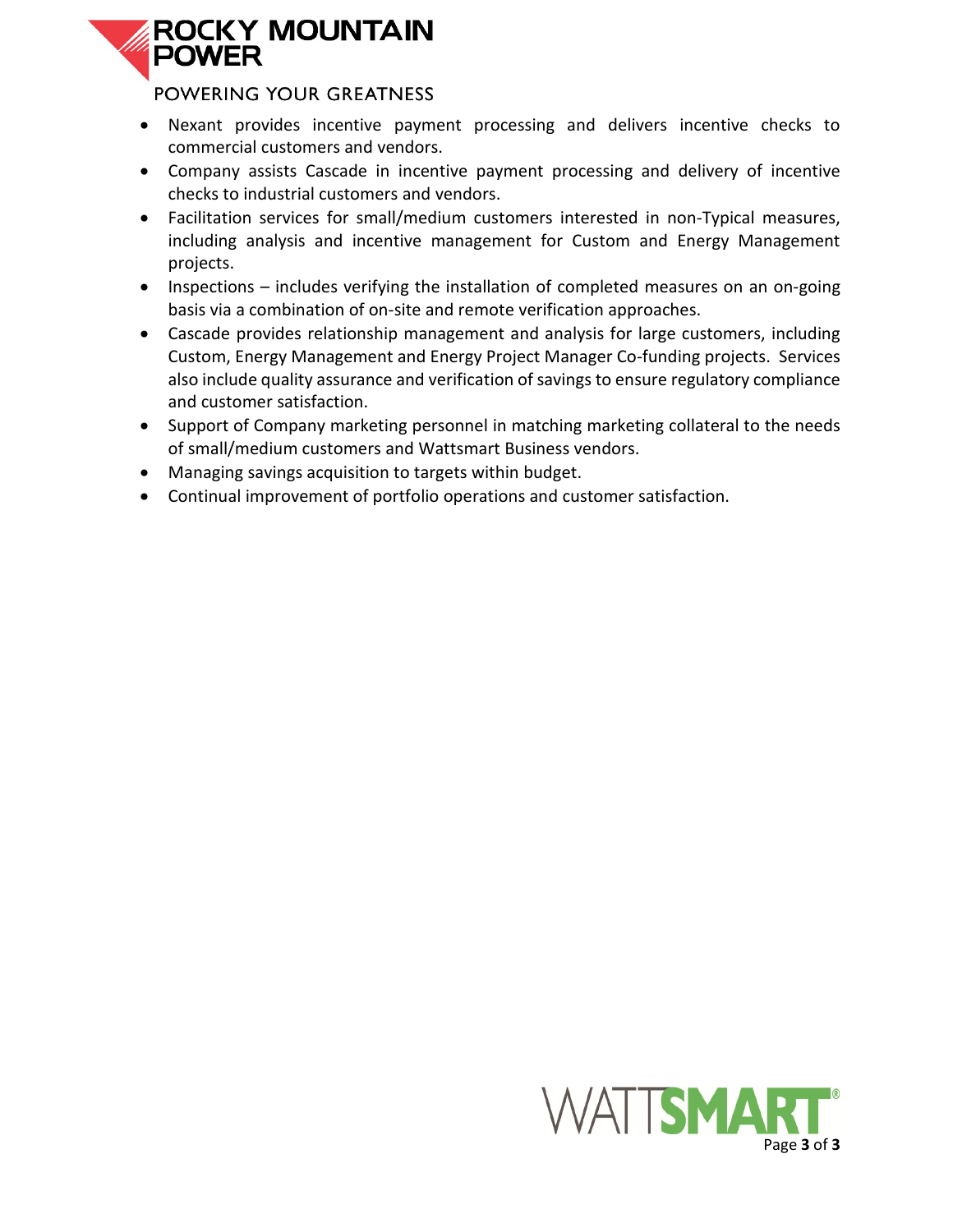- Nexant provides incentive payment processing and delivers incentive checks to commercial customers and vendors.
- Company assists Cascade in incentive payment processing and delivery of incentive checks to industrial customers and vendors.
- Facilitation services for small/medium customers interested in non-Typical measures, including analysis and incentive management for Custom and Energy Management projects.
- Inspections – includes verifying the installation of completed measures on an on-going basis via a combination of on-site and remote verification approaches.
- Cascade provides relationship management and analysis for large customers, including Custom, Energy Management and Energy Project Manager Co-funding projects. Services also include quality assurance and verification of savings to ensure regulatory compliance and customer satisfaction.
- Support of Company marketing personnel in matching marketing collateral to the needs of small/medium customers and Wattsmart Business vendors.
- Managing savings acquisition to targets within budget.
- Continual improvement of portfolio operations and customer satisfaction.